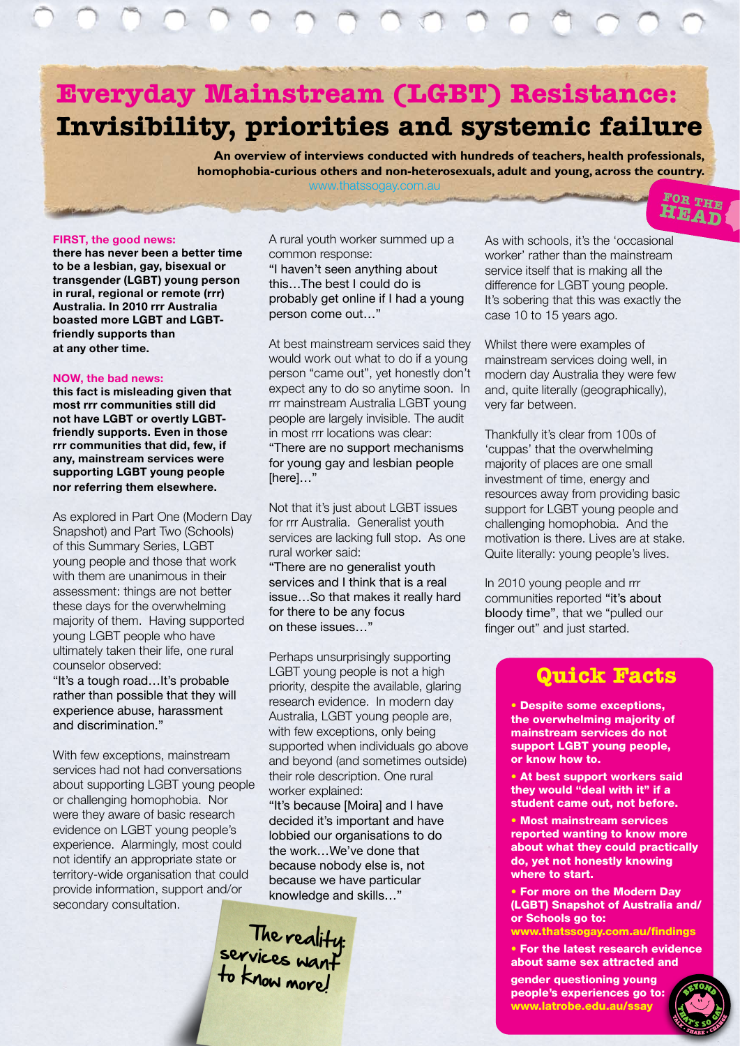# Everyday Mainstream (LGBT) Resistance: Invisibility, priorities and systemic failure

**An overview of interviews conducted with hundreds of teachers, health professionals, homophobia-curious others and non-heterosexuals, adult and young, across the country.**

www.thatssogay.com.au

FOR THE HEAD

**FIRST, the good news:**
**there has never been a better time to be a lesbian, gay, bisexual or transgender (LGBT) young person in rural, regional or remote (rrr) Australia. In 2010 rrr Australia boasted more LGBT and LGBT-friendly supports than at any other time.**

**NOW, the bad news:**
**this fact is misleading given that most rrr communities still did not have LGBT or overtly LGBT-friendly supports. Even in those rrr communities that did, few, if any, mainstream services were supporting LGBT young people nor referring them elsewhere.**

As explored in Part One (Modern Day Snapshot) and Part Two (Schools) of this Summary Series, LGBT young people and those that work with them are unanimous in their assessment: things are not better these days for the overwhelming majority of them. Having supported young LGBT people who have ultimately taken their life, one rural counselor observed:
"It's a tough road…It's probable rather than possible that they will experience abuse, harassment and discrimination."

With few exceptions, mainstream services had not had conversations about supporting LGBT young people or challenging homophobia. Nor were they aware of basic research evidence on LGBT young people's experience. Alarmingly, most could not identify an appropriate state or territory-wide organisation that could provide information, support and/or secondary consultation.

A rural youth worker summed up a common response:
"I haven't seen anything about this…The best I could do is probably get online if I had a young person come out…"

At best mainstream services said they would work out what to do if a young person "came out", yet honestly don't expect any to do so anytime soon. In rrr mainstream Australia LGBT young people are largely invisible. The audit in most rrr locations was clear:
"There are no support mechanisms for young gay and lesbian people [here]…"

Not that it's just about LGBT issues for rrr Australia. Generalist youth services are lacking full stop. As one rural worker said:
"There are no generalist youth services and I think that is a real issue…So that makes it really hard for there to be any focus on these issues…"

Perhaps unsurprisingly supporting LGBT young people is not a high priority, despite the available, glaring research evidence. In modern day Australia, LGBT young people are, with few exceptions, only being supported when individuals go above and beyond (and sometimes outside) their role description. One rural worker explained:
"It's because [Moira] and I have decided it's important and have lobbied our organisations to do the work…We've done that because nobody else is, not because we have particular knowledge and skills…"

*The reality: services want to know more!*

As with schools, it's the 'occasional worker' rather than the mainstream service itself that is making all the difference for LGBT young people. It's sobering that this was exactly the case 10 to 15 years ago.

Whilst there were examples of mainstream services doing well, in modern day Australia they were few and, quite literally (geographically), very far between.

Thankfully it's clear from 100s of 'cuppas' that the overwhelming majority of places are one small investment of time, energy and resources away from providing basic support for LGBT young people and challenging homophobia. And the motivation is there. Lives are at stake. Quite literally: young people's lives.

In 2010 young people and rrr communities reported "it's about bloody time", that we "pulled our finger out" and just started.

## Quick Facts

- **Despite some exceptions, the overwhelming majority of mainstream services do not support LGBT young people, or know how to.**
- **At best support workers said they would "deal with it" if a student came out, not before.**
- **Most mainstream services reported wanting to know more about what they could practically do, yet not honestly knowing where to start.**
- **For more on the Modern Day (LGBT) Snapshot of Australia and/or Schools go to: www.thatssogay.com.au/findings**
- **For the latest research evidence about same sex attracted and gender questioning young people's experiences go to: www.latrobe.edu.au/ssay**

BEYOND THAT'S SO GAY · TALK · SHARE · CHANGE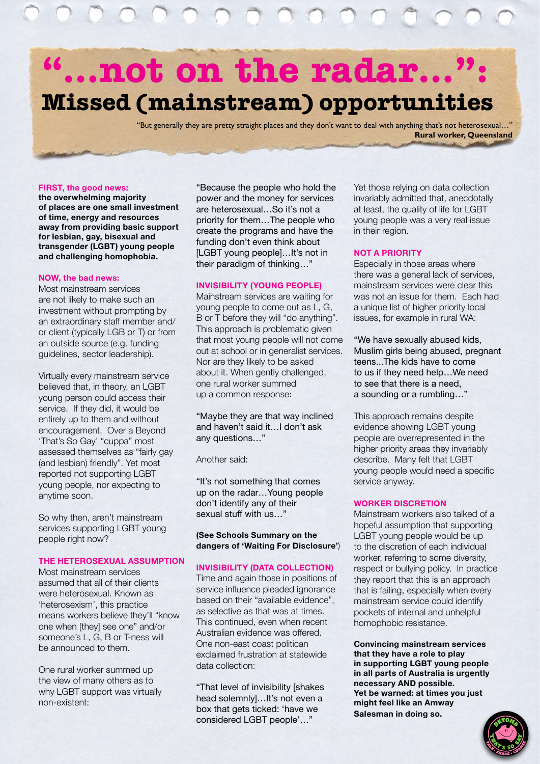# "...not on the radar...": Missed (mainstream) opportunities

"But generally they are pretty straight places and they don't want to deal with anything that's not heterosexual..."
**Rural worker, Queensland**

**FIRST, the good news:**
**the overwhelming majority of places are one small investment of time, energy and resources away from providing basic support for lesbian, gay, bisexual and transgender (LGBT) young people and challenging homophobia.**

**NOW, the bad news:**
Most mainstream services are not likely to make such an investment without prompting by an extraordinary staff member and/or client (typically LGB or T) or from an outside source (e.g. funding guidelines, sector leadership).

Virtually every mainstream service believed that, in theory, an LGBT young person could access their service. If they did, it would be entirely up to them and without encouragement. Over a Beyond 'That's So Gay' "cuppa" most assessed themselves as "fairly gay (and lesbian) friendly". Yet most reported not supporting LGBT young people, nor expecting to anytime soon.

So why then, aren't mainstream services supporting LGBT young people right now?

### THE HETEROSEXUAL ASSUMPTION

Most mainstream services assumed that all of their clients were heterosexual. Known as 'heterosexism', this practice means workers believe they'll "know one when [they] see one" and/or someone's L, G, B or T-ness will be announced to them.

One rural worker summed up the view of many others as to why LGBT support was virtually non-existent:

"Because the people who hold the power and the money for services are heterosexual...So it's not a priority for them...The people who create the programs and have the funding don't even think about [LGBT young people]...It's not in their paradigm of thinking..."

### INVISIBILITY (YOUNG PEOPLE)

Mainstream services are waiting for young people to come out as L, G, B or T before they will "do anything". This approach is problematic given that most young people will not come out at school or in generalist services. Nor are they likely to be asked about it. When gently challenged, one rural worker summed up a common response:

"Maybe they are that way inclined and haven't said it...I don't ask any questions..."

Another said:

"It's not something that comes up on the radar...Young people don't identify any of their sexual stuff with us..."

**(See Schools Summary on the dangers of 'Waiting For Disclosure'**)

### INVISIBILITY (DATA COLLECTION)

Time and again those in positions of service influence pleaded ignorance based on their "available evidence", as selective as that was at times. This continued, even when recent Australian evidence was offered. One non-east coast politican exclaimed frustration at statewide data collection:

"That level of invisibility [shakes head solemnly]...It's not even a box that gets ticked: 'have we considered LGBT people'..."

Yet those relying on data collection invariably admitted that, anecdotally at least, the quality of life for LGBT young people was a very real issue in their region.

### NOT A PRIORITY

Especially in those areas where there was a general lack of services, mainstream services were clear this was not an issue for them. Each had a unique list of higher priority local issues, for example in rural WA:

"We have sexually abused kids, Muslim girls being abused, pregnant teens...The kids have to come to us if they need help...We need to see that there is a need, a sounding or a rumbling..."

This approach remains despite evidence showing LGBT young people are overrepresented in the higher priority areas they invariably describe. Many felt that LGBT young people would need a specific service anyway.

### WORKER DISCRETION

Mainstream workers also talked of a hopeful assumption that supporting LGBT young people would be up to the discretion of each individual worker, referring to some diversity, respect or bullying policy. In practice they report that this is an approach that is failing, especially when every mainstream service could identify pockets of internal and unhelpful homophobic resistance.

**Convincing mainstream services that they have a role to play in supporting LGBT young people in all parts of Australia is urgently necessary AND possible.**
**Yet be warned: at times you just might feel like an Amway Salesman in doing so.**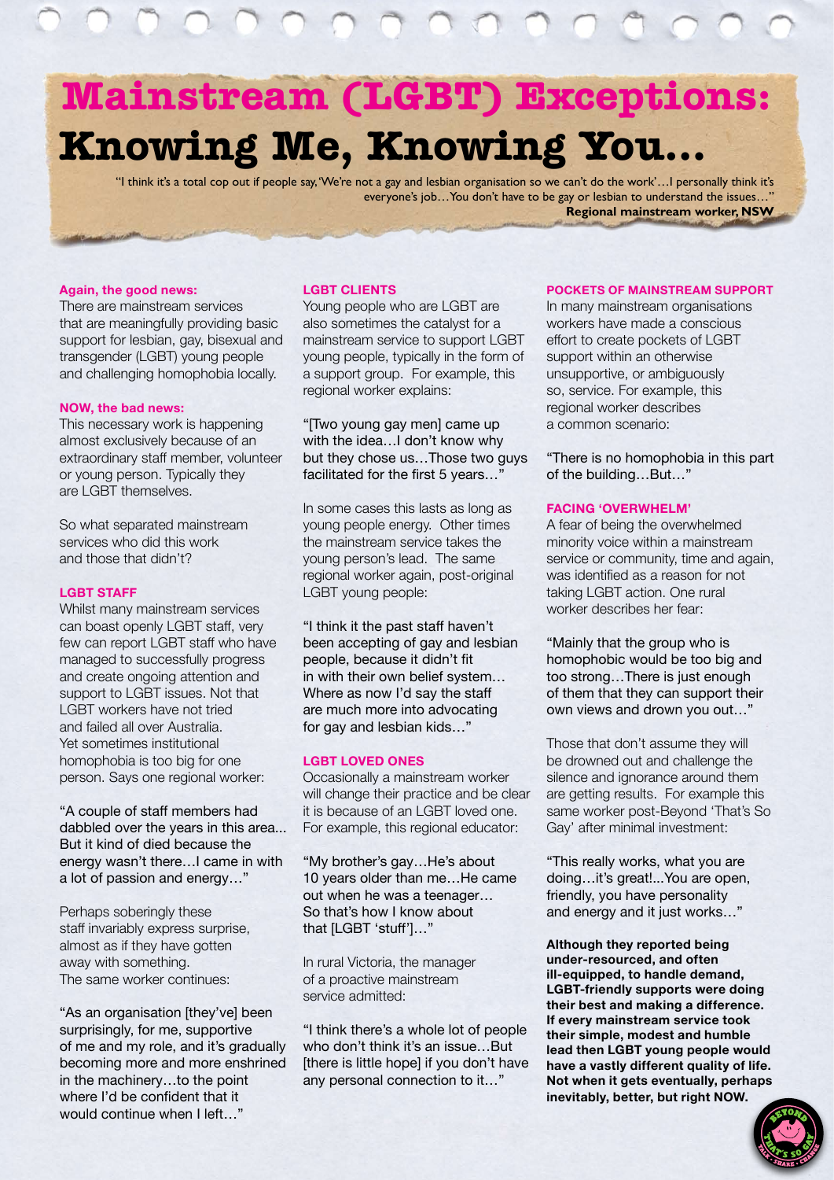# Mainstream (LGBT) Exceptions: Knowing Me, Knowing You…

"I think it's a total cop out if people say, 'We're not a gay and lesbian organisation so we can't do the work'…I personally think it's everyone's job…You don't have to be gay or lesbian to understand the issues…"
**Regional mainstream worker, NSW**

**Again, the good news:**

There are mainstream services that are meaningfully providing basic support for lesbian, gay, bisexual and transgender (LGBT) young people and challenging homophobia locally.

**NOW, the bad news:**

This necessary work is happening almost exclusively because of an extraordinary staff member, volunteer or young person. Typically they are LGBT themselves.

So what separated mainstream services who did this work and those that didn't?

### LGBT STAFF

Whilst many mainstream services can boast openly LGBT staff, very few can report LGBT staff who have managed to successfully progress and create ongoing attention and support to LGBT issues. Not that LGBT workers have not tried and failed all over Australia. Yet sometimes institutional homophobia is too big for one person. Says one regional worker:

"A couple of staff members had dabbled over the years in this area... But it kind of died because the energy wasn't there…I came in with a lot of passion and energy…"

Perhaps soberingly these staff invariably express surprise, almost as if they have gotten away with something. The same worker continues:

"As an organisation [they've] been surprisingly, for me, supportive of me and my role, and it's gradually becoming more and more enshrined in the machinery…to the point where I'd be confident that it would continue when I left…"

### LGBT CLIENTS

Young people who are LGBT are also sometimes the catalyst for a mainstream service to support LGBT young people, typically in the form of a support group. For example, this regional worker explains:

"[Two young gay men] came up with the idea…I don't know why but they chose us…Those two guys facilitated for the first 5 years…"

In some cases this lasts as long as young people energy. Other times the mainstream service takes the young person's lead. The same regional worker again, post-original LGBT young people:

"I think it the past staff haven't been accepting of gay and lesbian people, because it didn't fit in with their own belief system… Where as now I'd say the staff are much more into advocating for gay and lesbian kids…"

### LGBT LOVED ONES

Occasionally a mainstream worker will change their practice and be clear it is because of an LGBT loved one. For example, this regional educator:

"My brother's gay…He's about 10 years older than me…He came out when he was a teenager… So that's how I know about that [LGBT 'stuff']…"

In rural Victoria, the manager of a proactive mainstream service admitted:

"I think there's a whole lot of people who don't think it's an issue…But [there is little hope] if you don't have any personal connection to it…"

### POCKETS OF MAINSTREAM SUPPORT

In many mainstream organisations workers have made a conscious effort to create pockets of LGBT support within an otherwise unsupportive, or ambiguously so, service. For example, this regional worker describes a common scenario:

"There is no homophobia in this part of the building…But…"

### FACING 'OVERWHELM'

A fear of being the overwhelmed minority voice within a mainstream service or community, time and again, was identified as a reason for not taking LGBT action. One rural worker describes her fear:

"Mainly that the group who is homophobic would be too big and too strong…There is just enough of them that they can support their own views and drown you out…"

Those that don't assume they will be drowned out and challenge the silence and ignorance around them are getting results. For example this same worker post-Beyond 'That's So Gay' after minimal investment:

"This really works, what you are doing…it's great!...You are open, friendly, you have personality and energy and it just works…"

**Although they reported being under-resourced, and often ill-equipped, to handle demand, LGBT-friendly supports were doing their best and making a difference. If every mainstream service took their simple, modest and humble lead then LGBT young people would have a vastly different quality of life. Not when it gets eventually, perhaps inevitably, better, but right NOW.**